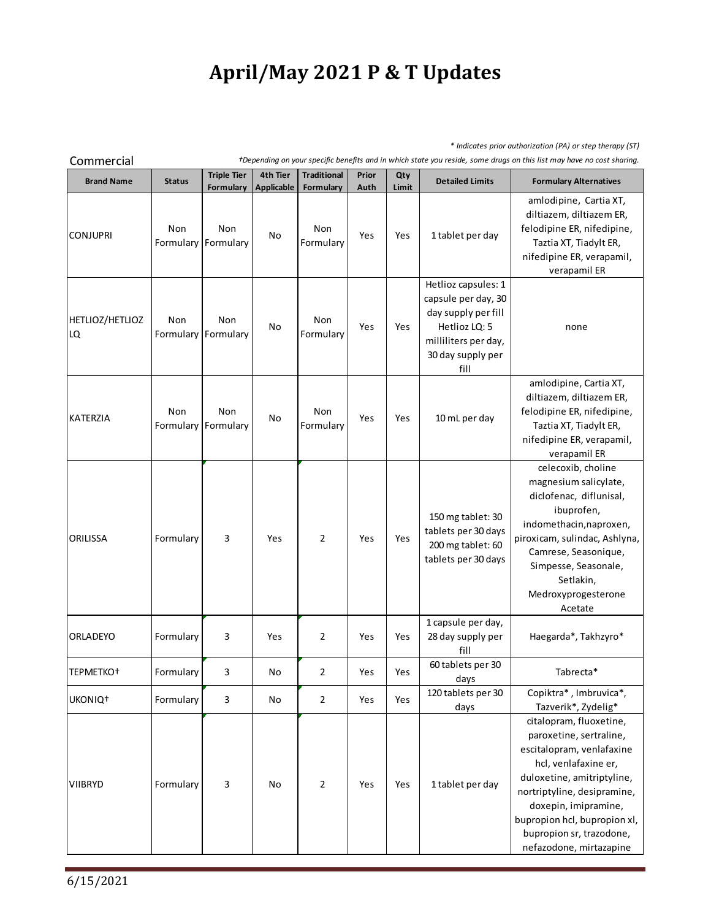# April/May 2021 P & T Updates

*\* Indicates prior authorization (PA) or step therapy (ST)*

Commercial

*†Depending on your specific benefits and in which state you reside, some drugs on this list may have no cost sharing.*

| Brand Name | Status | Triple Tier Formulary | 4th Tier Applicable | Traditional Formulary | Prior Auth | Qty Limit | Detailed Limits | Formulary Alternatives |
|---|---|---|---|---|---|---|---|---|
| CONJUPRI | Non Formulary | Non Formulary | No | Non Formulary | Yes | Yes | 1 tablet per day | amlodipine, Cartia XT, diltiazem, diltiazem ER, felodipine ER, nifedipine, Taztia XT, Tiadylt ER, nifedipine ER, verapamil, verapamil ER |
| HETLIOZ/HETLIOZ LQ | Non Formulary | Non Formulary | No | Non Formulary | Yes | Yes | Hetlioz capsules: 1 capsule per day, 30 day supply per fill Hetlioz LQ: 5 milliliters per day, 30 day supply per fill | none |
| KATERZIA | Non Formulary | Non Formulary | No | Non Formulary | Yes | Yes | 10 mL per day | amlodipine, Cartia XT, diltiazem, diltiazem ER, felodipine ER, nifedipine, Taztia XT, Tiadylt ER, nifedipine ER, verapamil, verapamil ER |
| ORILISSA | Formulary | 3 | Yes | 2 | Yes | Yes | 150 mg tablet: 30 tablets per 30 days 200 mg tablet: 60 tablets per 30 days | celecoxib, choline magnesium salicylate, diclofenac, diflunisal, ibuprofen, indomethacin,naproxen, piroxicam, sulindac, Ashlyna, Camrese, Seasonique, Simpesse, Seasonale, Setlakin, Medroxyprogesterone Acetate |
| ORLADEYO | Formulary | 3 | Yes | 2 | Yes | Yes | 1 capsule per day, 28 day supply per fill | Haegarda*, Takhzyro* |
| TEPMETKO† | Formulary | 3 | No | 2 | Yes | Yes | 60 tablets per 30 days | Tabrecta* |
| UKONIQ† | Formulary | 3 | No | 2 | Yes | Yes | 120 tablets per 30 days | Copiktra*, Imbruvica*, Tazverik*, Zydelig* |
| VIIBRYD | Formulary | 3 | No | 2 | Yes | Yes | 1 tablet per day | citalopram, fluoxetine, paroxetine, sertraline, escitalopram, venlafaxine hcl, venlafaxine er, duloxetine, amitriptyline, nortriptyline, desipramine, doxepin, imipramine, bupropion hcl, bupropion xl, bupropion sr, trazodone, nefazodone, mirtazapine |

6/15/2021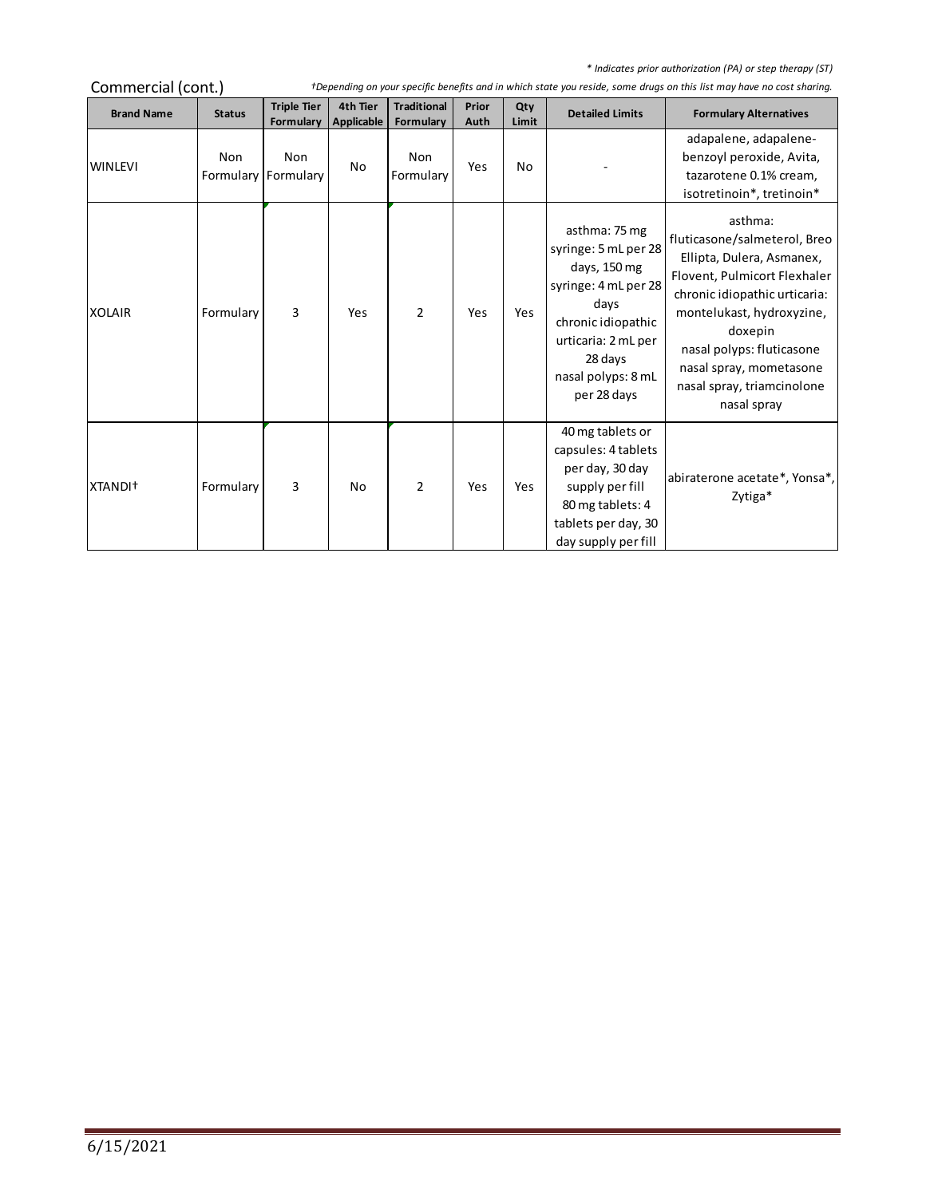*\* Indicates prior authorization (PA) or step therapy (ST)*

## Commercial (cont.)

*†Depending on your specific benefits and in which state you reside, some drugs on this list may have no cost sharing.*

| Brand Name | Status | Triple Tier Formulary | 4th Tier Applicable | Traditional Formulary | Prior Auth | Qty Limit | Detailed Limits | Formulary Alternatives |
|---|---|---|---|---|---|---|---|---|
| WINLEVI | Non Formulary | Non Formulary | No | Non Formulary | Yes | No | - | adapalene, adapalene-benzoyl peroxide, Avita, tazarotene 0.1% cream, isotretinoin*, tretinoin* |
| XOLAIR | Formulary | 3 | Yes | 2 | Yes | Yes | asthma: 75 mg syringe: 5 mL per 28 days, 150 mg syringe: 4 mL per 28 days<br>chronic idiopathic urticaria: 2 mL per 28 days<br>nasal polyps: 8 mL per 28 days | asthma: fluticasone/salmeterol, Breo Ellipta, Dulera, Asmanex, Flovent, Pulmicort Flexhaler<br>chronic idiopathic urticaria: montelukast, hydroxyzine, doxepin<br>nasal polyps: fluticasone nasal spray, mometasone nasal spray, triamcinolone nasal spray |
| XTANDI† | Formulary | 3 | No | 2 | Yes | Yes | 40 mg tablets or capsules: 4 tablets per day, 30 day supply per fill<br>80 mg tablets: 4 tablets per day, 30 day supply per fill | abiraterone acetate*, Yonsa*, Zytiga* |

6/15/2021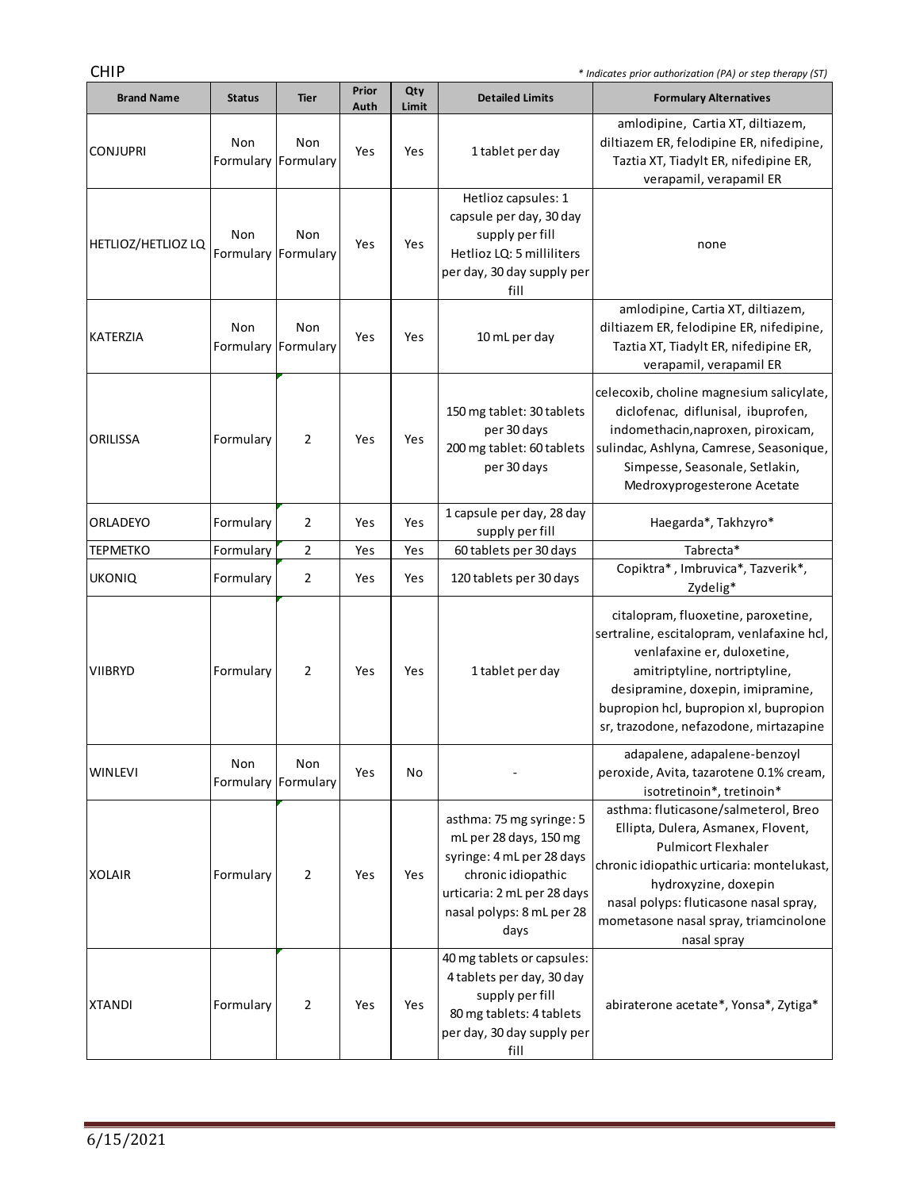CHIP

*\* Indicates prior authorization (PA) or step therapy (ST)*

| Brand Name | Status | Tier | Prior Auth | Qty Limit | Detailed Limits | Formulary Alternatives |
|---|---|---|---|---|---|---|
| CONJUPRI | Non Formulary | Non Formulary | Yes | Yes | 1 tablet per day | amlodipine, Cartia XT, diltiazem, diltiazem ER, felodipine ER, nifedipine, Taztia XT, Tiadylt ER, nifedipine ER, verapamil, verapamil ER |
| HETLIOZ/HETLIOZ LQ | Non Formulary | Non Formulary | Yes | Yes | Hetlioz capsules: 1 capsule per day, 30 day supply per fill<br>Hetlioz LQ: 5 milliliters per day, 30 day supply per fill | none |
| KATERZIA | Non Formulary | Non Formulary | Yes | Yes | 10 mL per day | amlodipine, Cartia XT, diltiazem, diltiazem ER, felodipine ER, nifedipine, Taztia XT, Tiadylt ER, nifedipine ER, verapamil, verapamil ER |
| ORILISSA | Formulary | 2 | Yes | Yes | 150 mg tablet: 30 tablets per 30 days<br>200 mg tablet: 60 tablets per 30 days | celecoxib, choline magnesium salicylate, diclofenac, diflunisal, ibuprofen, indomethacin,naproxen, piroxicam, sulindac, Ashlyna, Camrese, Seasonique, Simpesse, Seasonale, Setlakin, Medroxyprogesterone Acetate |
| ORLADEYO | Formulary | 2 | Yes | Yes | 1 capsule per day, 28 day supply per fill | Haegarda*, Takhzyro* |
| TEPMETKO | Formulary | 2 | Yes | Yes | 60 tablets per 30 days | Tabrecta* |
| UKONIQ | Formulary | 2 | Yes | Yes | 120 tablets per 30 days | Copiktra*, Imbruvica*, Tazverik*, Zydelig* |
| VIIBRYD | Formulary | 2 | Yes | Yes | 1 tablet per day | citalopram, fluoxetine, paroxetine, sertraline, escitalopram, venlafaxine hcl, venlafaxine er, duloxetine, amitriptyline, nortriptyline, desipramine, doxepin, imipramine, bupropion hcl, bupropion xl, bupropion sr, trazodone, nefazodone, mirtazapine |
| WINLEVI | Non Formulary | Non Formulary | Yes | No | - | adapalene, adapalene-benzoyl peroxide, Avita, tazarotene 0.1% cream, isotretinoin*, tretinoin* |
| XOLAIR | Formulary | 2 | Yes | Yes | asthma: 75 mg syringe: 5 mL per 28 days, 150 mg syringe: 4 mL per 28 days<br>chronic idiopathic urticaria: 2 mL per 28 days<br>nasal polyps: 8 mL per 28 days | asthma: fluticasone/salmeterol, Breo Ellipta, Dulera, Asmanex, Flovent, Pulmicort Flexhaler<br>chronic idiopathic urticaria: montelukast, hydroxyzine, doxepin<br>nasal polyps: fluticasone nasal spray, mometasone nasal spray, triamcinolone nasal spray |
| XTANDI | Formulary | 2 | Yes | Yes | 40 mg tablets or capsules: 4 tablets per day, 30 day supply per fill<br>80 mg tablets: 4 tablets per day, 30 day supply per fill | abiraterone acetate*, Yonsa*, Zytiga* |

6/15/2021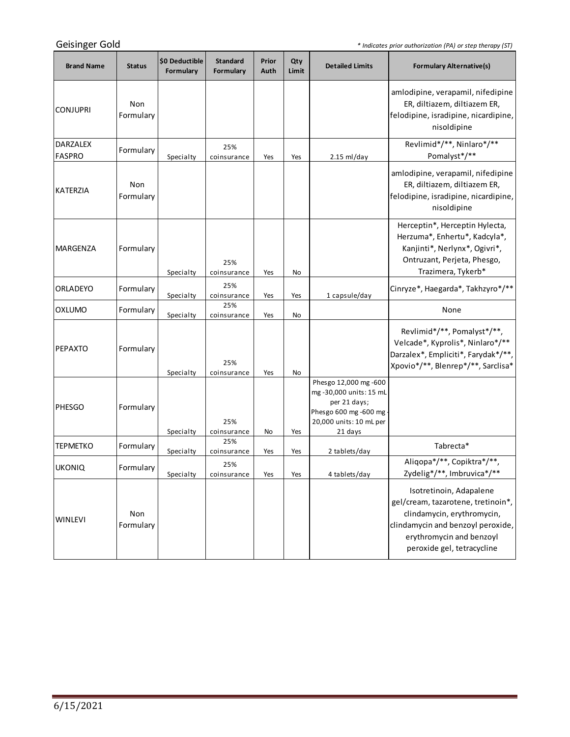Geisinger Gold

*\* Indicates prior authorization (PA) or step therapy (ST)*

| Brand Name | Status | $0 Deductible Formulary | Standard Formulary | Prior Auth | Qty Limit | Detailed Limits | Formulary Alternative(s) |
|---|---|---|---|---|---|---|---|
| CONJUPRI | Non Formulary | | | | | | amlodipine, verapamil, nifedipine ER, diltiazem, diltiazem ER, felodipine, isradipine, nicardipine, nisoldipine |
| DARZALEX FASPRO | Formulary | Specialty | 25% coinsurance | Yes | Yes | 2.15 ml/day | Revlimid*/**, Ninlaro*/** Pomalyst*/** |
| KATERZIA | Non Formulary | | | | | | amlodipine, verapamil, nifedipine ER, diltiazem, diltiazem ER, felodipine, isradipine, nicardipine, nisoldipine |
| MARGENZA | Formulary | Specialty | 25% coinsurance | Yes | No | | Herceptin*, Herceptin Hylecta, Herzuma*, Enhertu*, Kadcyla*, Kanjinti*, Nerlynx*, Ogivri*, Ontruzant, Perjeta, Phesgo, Trazimera, Tykerb* |
| ORLADEYO | Formulary | Specialty | 25% coinsurance | Yes | Yes | 1 capsule/day | Cinryze*, Haegarda*, Takhzyro*/** |
| OXLUMO | Formulary | Specialty | 25% coinsurance | Yes | No | | None |
| PEPAXTO | Formulary | Specialty | 25% coinsurance | Yes | No | | Revlimid*/**, Pomalyst*/**, Velcade*, Kyprolis*, Ninlaro*/** Darzalex*, Empliciti*, Farydak*/**, Xpovio*/**, Blenrep*/**, Sarclisa* |
| PHESGO | Formulary | Specialty | 25% coinsurance | No | Yes | Phesgo 12,000 mg -600 mg -30,000 units: 15 mL per 21 days; Phesgo 600 mg -600 mg -20,000 units: 10 mL per 21 days | |
| TEPMETKO | Formulary | Specialty | 25% coinsurance | Yes | Yes | 2 tablets/day | Tabrecta* |
| UKONIQ | Formulary | Specialty | 25% coinsurance | Yes | Yes | 4 tablets/day | Aliqopa*/**, Copiktra*/**, Zydelig*/**, Imbruvica*/** |
| WINLEVI | Non Formulary | | | | | | Isotretinoin, Adapalene gel/cream, tazarotene, tretinoin*, clindamycin, erythromycin, clindamycin and benzoyl peroxide, erythromycin and benzoyl peroxide gel, tetracycline |

6/15/2021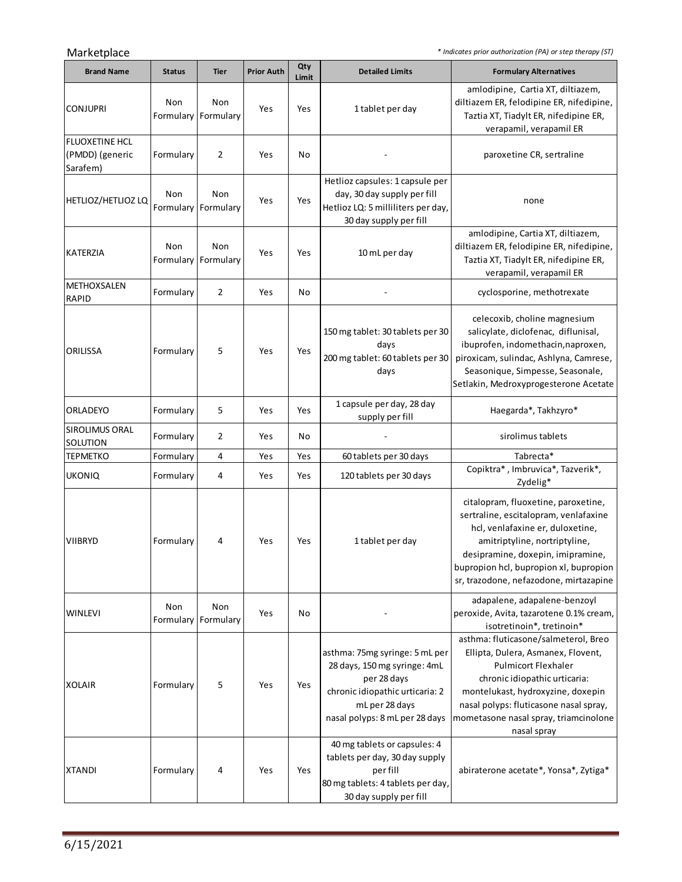Marketplace

*\* Indicates prior authorization (PA) or step therapy (ST)*

| Brand Name | Status | Tier | Prior Auth | Qty Limit | Detailed Limits | Formulary Alternatives |
|---|---|---|---|---|---|---|
| CONJUPRI | Non Formulary | Non Formulary | Yes | Yes | 1 tablet per day | amlodipine, Cartia XT, diltiazem, diltiazem ER, felodipine ER, nifedipine, Taztia XT, Tiadylt ER, nifedipine ER, verapamil, verapamil ER |
| FLUOXETINE HCL (PMDD) (generic Sarafem) | Formulary | 2 | Yes | No | - | paroxetine CR, sertraline |
| HETLIOZ/HETLIOZ LQ | Non Formulary | Non Formulary | Yes | Yes | Hetlioz capsules: 1 capsule per day, 30 day supply per fill Hetlioz LQ: 5 milliliters per day, 30 day supply per fill | none |
| KATERZIA | Non Formulary | Non Formulary | Yes | Yes | 10 mL per day | amlodipine, Cartia XT, diltiazem, diltiazem ER, felodipine ER, nifedipine, Taztia XT, Tiadylt ER, nifedipine ER, verapamil, verapamil ER |
| METHOXSALEN RAPID | Formulary | 2 | Yes | No | - | cyclosporine, methotrexate |
| ORILISSA | Formulary | 5 | Yes | Yes | 150 mg tablet: 30 tablets per 30 days 200 mg tablet: 60 tablets per 30 days | celecoxib, choline magnesium salicylate, diclofenac, diflunisal, ibuprofen, indomethacin,naproxen, piroxicam, sulindac, Ashlyna, Camrese, Seasonique, Simpesse, Seasonale, Setlakin, Medroxyprogesterone Acetate |
| ORLADEYO | Formulary | 5 | Yes | Yes | 1 capsule per day, 28 day supply per fill | Haegarda*, Takhzyro* |
| SIROLIMUS ORAL SOLUTION | Formulary | 2 | Yes | No | - | sirolimus tablets |
| TEPMETKO | Formulary | 4 | Yes | Yes | 60 tablets per 30 days | Tabrecta* |
| UKONIQ | Formulary | 4 | Yes | Yes | 120 tablets per 30 days | Copiktra* , Imbruvica*, Tazverik*, Zydelig* |
| VIIBRYD | Formulary | 4 | Yes | Yes | 1 tablet per day | citalopram, fluoxetine, paroxetine, sertraline, escitalopram, venlafaxine hcl, venlafaxine er, duloxetine, amitriptyline, nortriptyline, desipramine, doxepin, imipramine, bupropion hcl, bupropion xl, bupropion sr, trazodone, nefazodone, mirtazapine |
| WINLEVI | Non Formulary | Non Formulary | Yes | No | - | adapalene, adapalene-benzoyl peroxide, Avita, tazarotene 0.1% cream, isotretinoin*, tretinoin* |
| XOLAIR | Formulary | 5 | Yes | Yes | asthma: 75mg syringe: 5 mL per 28 days, 150 mg syringe: 4mL per 28 days chronic idiopathic urticaria: 2 mL per 28 days nasal polyps: 8 mL per 28 days | asthma: fluticasone/salmeterol, Breo Ellipta, Dulera, Asmanex, Flovent, Pulmicort Flexhaler chronic idiopathic urticaria: montelukast, hydroxyzine, doxepin nasal polyps: fluticasone nasal spray, mometasone nasal spray, triamcinolone nasal spray |
| XTANDI | Formulary | 4 | Yes | Yes | 40 mg tablets or capsules: 4 tablets per day, 30 day supply per fill 80 mg tablets: 4 tablets per day, 30 day supply per fill | abiraterone acetate*, Yonsa*, Zytiga* |

6/15/2021